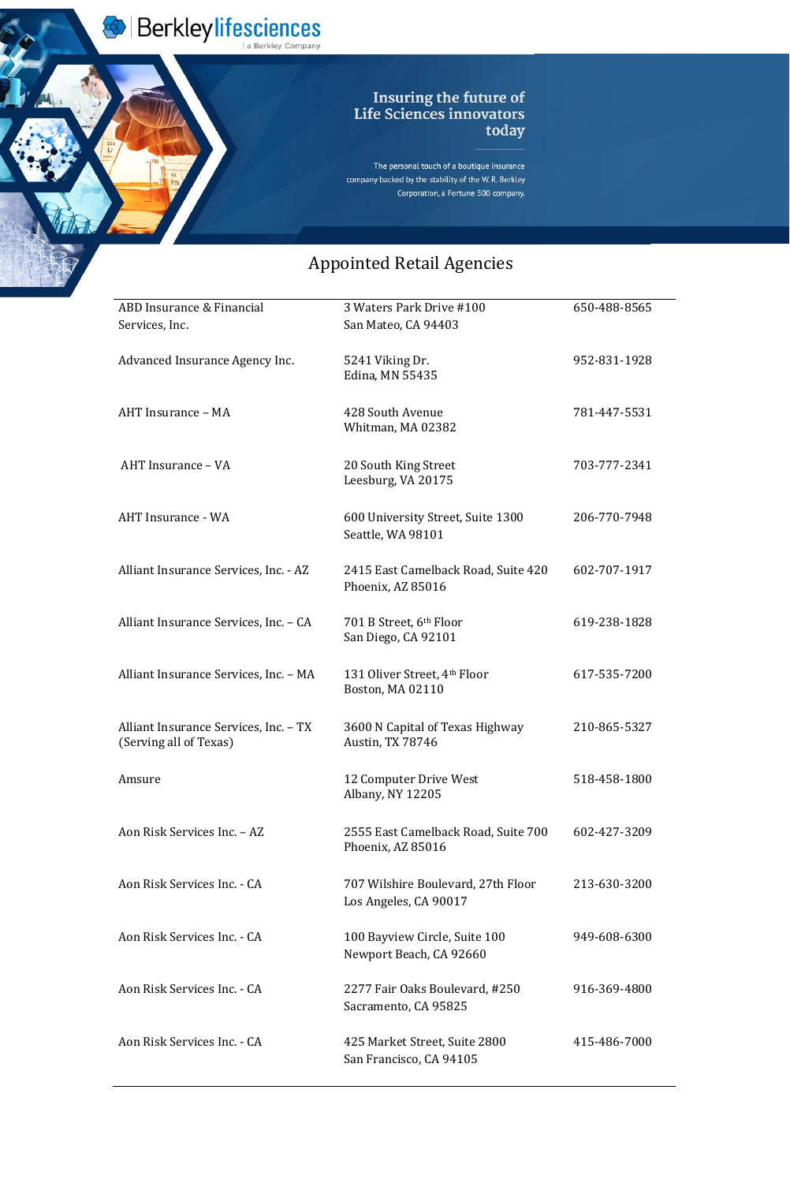Berkley lifesciences
a Berkley Company

**Insuring the future of Life Sciences innovators today**

The personal touch of a boutique insurance company backed by the stability of the W. R. Berkley Corporation, a Fortune 500 company.

# Appointed Retail Agencies

| | | |
|---|---|---|
| ABD Insurance & Financial Services, Inc. | 3 Waters Park Drive #100<br>San Mateo, CA 94403 | 650-488-8565 |
| Advanced Insurance Agency Inc. | 5241 Viking Dr.<br>Edina, MN 55435 | 952-831-1928 |
| AHT Insurance – MA | 428 South Avenue<br>Whitman, MA 02382 | 781-447-5531 |
| AHT Insurance – VA | 20 South King Street<br>Leesburg, VA 20175 | 703-777-2341 |
| AHT Insurance - WA | 600 University Street, Suite 1300<br>Seattle, WA 98101 | 206-770-7948 |
| Alliant Insurance Services, Inc. - AZ | 2415 East Camelback Road, Suite 420<br>Phoenix, AZ 85016 | 602-707-1917 |
| Alliant Insurance Services, Inc. – CA | 701 B Street, 6th Floor<br>San Diego, CA 92101 | 619-238-1828 |
| Alliant Insurance Services, Inc. – MA | 131 Oliver Street, 4th Floor<br>Boston, MA 02110 | 617-535-7200 |
| Alliant Insurance Services, Inc. – TX (Serving all of Texas) | 3600 N Capital of Texas Highway<br>Austin, TX 78746 | 210-865-5327 |
| Amsure | 12 Computer Drive West<br>Albany, NY 12205 | 518-458-1800 |
| Aon Risk Services Inc. – AZ | 2555 East Camelback Road, Suite 700<br>Phoenix, AZ 85016 | 602-427-3209 |
| Aon Risk Services Inc. - CA | 707 Wilshire Boulevard, 27th Floor<br>Los Angeles, CA 90017 | 213-630-3200 |
| Aon Risk Services Inc. - CA | 100 Bayview Circle, Suite 100<br>Newport Beach, CA 92660 | 949-608-6300 |
| Aon Risk Services Inc. - CA | 2277 Fair Oaks Boulevard, #250<br>Sacramento, CA 95825 | 916-369-4800 |
| Aon Risk Services Inc. - CA | 425 Market Street, Suite 2800<br>San Francisco, CA 94105 | 415-486-7000 |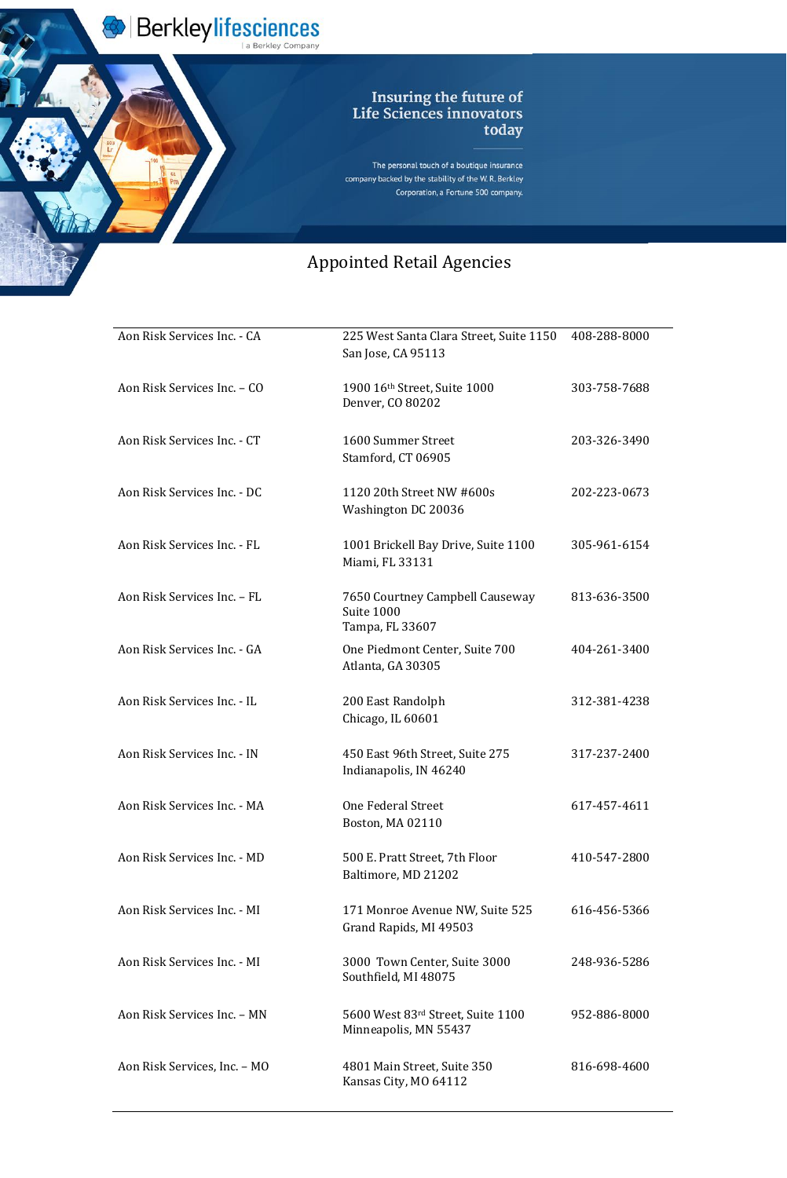Berkley lifesciences
a Berkley Company

Insuring the future of Life Sciences innovators today

The personal touch of a boutique insurance company backed by the stability of the W. R. Berkley Corporation, a Fortune 500 company.

# Appointed Retail Agencies

| | | |
|---|---|---|
| Aon Risk Services Inc. - CA | 225 West Santa Clara Street, Suite 1150<br>San Jose, CA 95113 | 408-288-8000 |
| Aon Risk Services Inc. – CO | 1900 16th Street, Suite 1000<br>Denver, CO 80202 | 303-758-7688 |
| Aon Risk Services Inc. - CT | 1600 Summer Street<br>Stamford, CT 06905 | 203-326-3490 |
| Aon Risk Services Inc. - DC | 1120 20th Street NW #600s<br>Washington DC 20036 | 202-223-0673 |
| Aon Risk Services Inc. - FL | 1001 Brickell Bay Drive, Suite 1100<br>Miami, FL 33131 | 305-961-6154 |
| Aon Risk Services Inc. – FL | 7650 Courtney Campbell Causeway<br>Suite 1000<br>Tampa, FL 33607 | 813-636-3500 |
| Aon Risk Services Inc. - GA | One Piedmont Center, Suite 700<br>Atlanta, GA 30305 | 404-261-3400 |
| Aon Risk Services Inc. - IL | 200 East Randolph<br>Chicago, IL 60601 | 312-381-4238 |
| Aon Risk Services Inc. - IN | 450 East 96th Street, Suite 275<br>Indianapolis, IN 46240 | 317-237-2400 |
| Aon Risk Services Inc. - MA | One Federal Street<br>Boston, MA 02110 | 617-457-4611 |
| Aon Risk Services Inc. - MD | 500 E. Pratt Street, 7th Floor<br>Baltimore, MD 21202 | 410-547-2800 |
| Aon Risk Services Inc. - MI | 171 Monroe Avenue NW, Suite 525<br>Grand Rapids, MI 49503 | 616-456-5366 |
| Aon Risk Services Inc. - MI | 3000 Town Center, Suite 3000<br>Southfield, MI 48075 | 248-936-5286 |
| Aon Risk Services Inc. – MN | 5600 West 83rd Street, Suite 1100<br>Minneapolis, MN 55437 | 952-886-8000 |
| Aon Risk Services, Inc. – MO | 4801 Main Street, Suite 350<br>Kansas City, MO 64112 | 816-698-4600 |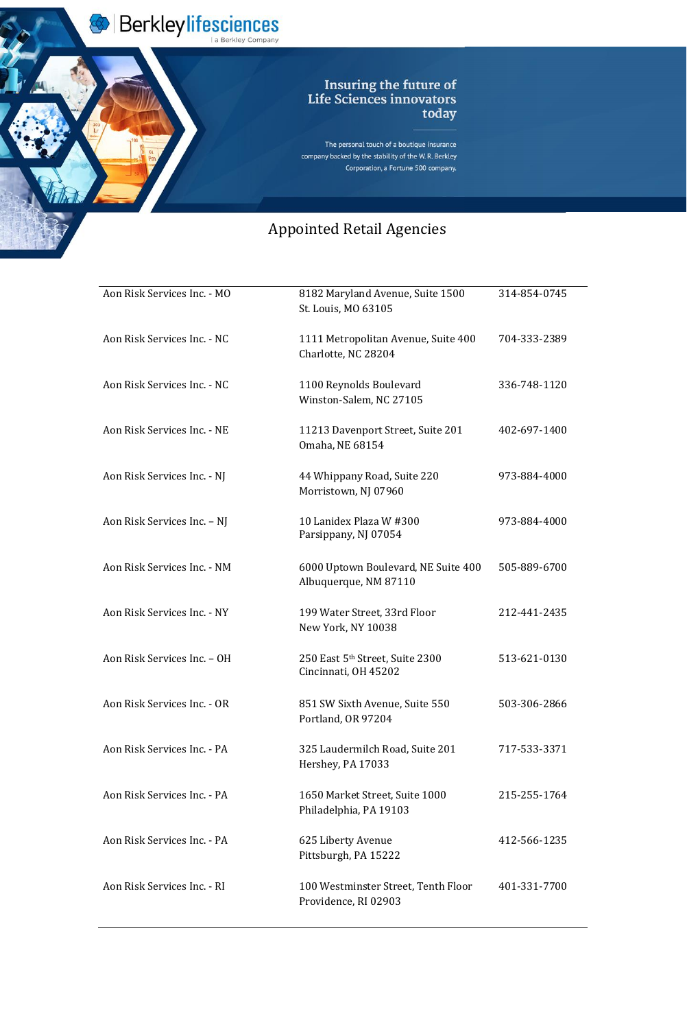Berkley lifesciences | a Berkley Company

Insuring the future of Life Sciences innovators today

The personal touch of a boutique insurance company backed by the stability of the W. R. Berkley Corporation, a Fortune 500 company.

## Appointed Retail Agencies

| Agency | Address | Phone |
|---|---|---|
| Aon Risk Services Inc. - MO | 8182 Maryland Avenue, Suite 1500<br>St. Louis, MO 63105 | 314-854-0745 |
| Aon Risk Services Inc. - NC | 1111 Metropolitan Avenue, Suite 400<br>Charlotte, NC 28204 | 704-333-2389 |
| Aon Risk Services Inc. - NC | 1100 Reynolds Boulevard<br>Winston-Salem, NC 27105 | 336-748-1120 |
| Aon Risk Services Inc. - NE | 11213 Davenport Street, Suite 201<br>Omaha, NE 68154 | 402-697-1400 |
| Aon Risk Services Inc. - NJ | 44 Whippany Road, Suite 220<br>Morristown, NJ 07960 | 973-884-4000 |
| Aon Risk Services Inc. – NJ | 10 Lanidex Plaza W #300<br>Parsippany, NJ 07054 | 973-884-4000 |
| Aon Risk Services Inc. - NM | 6000 Uptown Boulevard, NE Suite 400<br>Albuquerque, NM 87110 | 505-889-6700 |
| Aon Risk Services Inc. - NY | 199 Water Street, 33rd Floor<br>New York, NY 10038 | 212-441-2435 |
| Aon Risk Services Inc. – OH | 250 East 5th Street, Suite 2300<br>Cincinnati, OH 45202 | 513-621-0130 |
| Aon Risk Services Inc. - OR | 851 SW Sixth Avenue, Suite 550<br>Portland, OR 97204 | 503-306-2866 |
| Aon Risk Services Inc. - PA | 325 Laudermilch Road, Suite 201<br>Hershey, PA 17033 | 717-533-3371 |
| Aon Risk Services Inc. - PA | 1650 Market Street, Suite 1000<br>Philadelphia, PA 19103 | 215-255-1764 |
| Aon Risk Services Inc. - PA | 625 Liberty Avenue<br>Pittsburgh, PA 15222 | 412-566-1235 |
| Aon Risk Services Inc. - RI | 100 Westminster Street, Tenth Floor<br>Providence, RI 02903 | 401-331-7700 |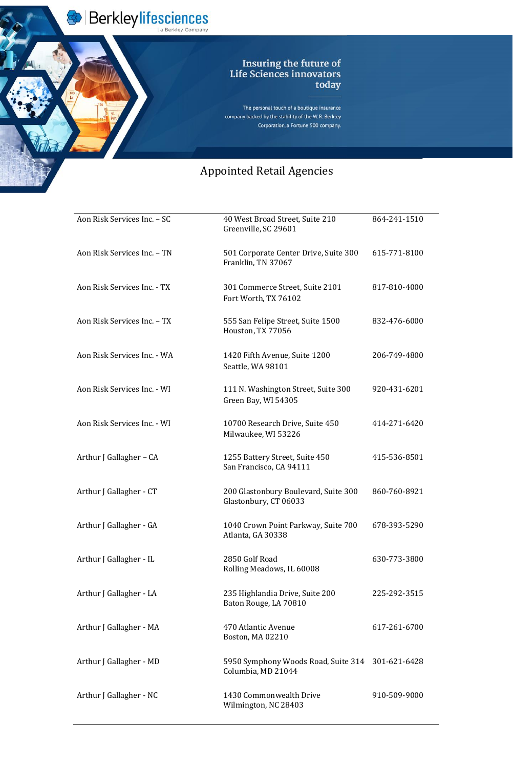Berkley lifesciences | a Berkley Company

Insuring the future of Life Sciences innovators today

The personal touch of a boutique insurance company backed by the stability of the W. R. Berkley Corporation, a Fortune 500 company.

# Appointed Retail Agencies

| Agency | Address | Phone |
|---|---|---|
| Aon Risk Services Inc. – SC | 40 West Broad Street, Suite 210<br>Greenville, SC 29601 | 864-241-1510 |
| Aon Risk Services Inc. – TN | 501 Corporate Center Drive, Suite 300<br>Franklin, TN 37067 | 615-771-8100 |
| Aon Risk Services Inc. - TX | 301 Commerce Street, Suite 2101<br>Fort Worth, TX 76102 | 817-810-4000 |
| Aon Risk Services Inc. – TX | 555 San Felipe Street, Suite 1500<br>Houston, TX 77056 | 832-476-6000 |
| Aon Risk Services Inc. - WA | 1420 Fifth Avenue, Suite 1200<br>Seattle, WA 98101 | 206-749-4800 |
| Aon Risk Services Inc. - WI | 111 N. Washington Street, Suite 300<br>Green Bay, WI 54305 | 920-431-6201 |
| Aon Risk Services Inc. - WI | 10700 Research Drive, Suite 450<br>Milwaukee, WI 53226 | 414-271-6420 |
| Arthur J Gallagher – CA | 1255 Battery Street, Suite 450<br>San Francisco, CA 94111 | 415-536-8501 |
| Arthur J Gallagher - CT | 200 Glastonbury Boulevard, Suite 300<br>Glastonbury, CT 06033 | 860-760-8921 |
| Arthur J Gallagher - GA | 1040 Crown Point Parkway, Suite 700<br>Atlanta, GA 30338 | 678-393-5290 |
| Arthur J Gallagher - IL | 2850 Golf Road<br>Rolling Meadows, IL 60008 | 630-773-3800 |
| Arthur J Gallagher - LA | 235 Highlandia Drive, Suite 200<br>Baton Rouge, LA 70810 | 225-292-3515 |
| Arthur J Gallagher - MA | 470 Atlantic Avenue<br>Boston, MA 02210 | 617-261-6700 |
| Arthur J Gallagher - MD | 5950 Symphony Woods Road, Suite 314<br>Columbia, MD 21044 | 301-621-6428 |
| Arthur J Gallagher - NC | 1430 Commonwealth Drive<br>Wilmington, NC 28403 | 910-509-9000 |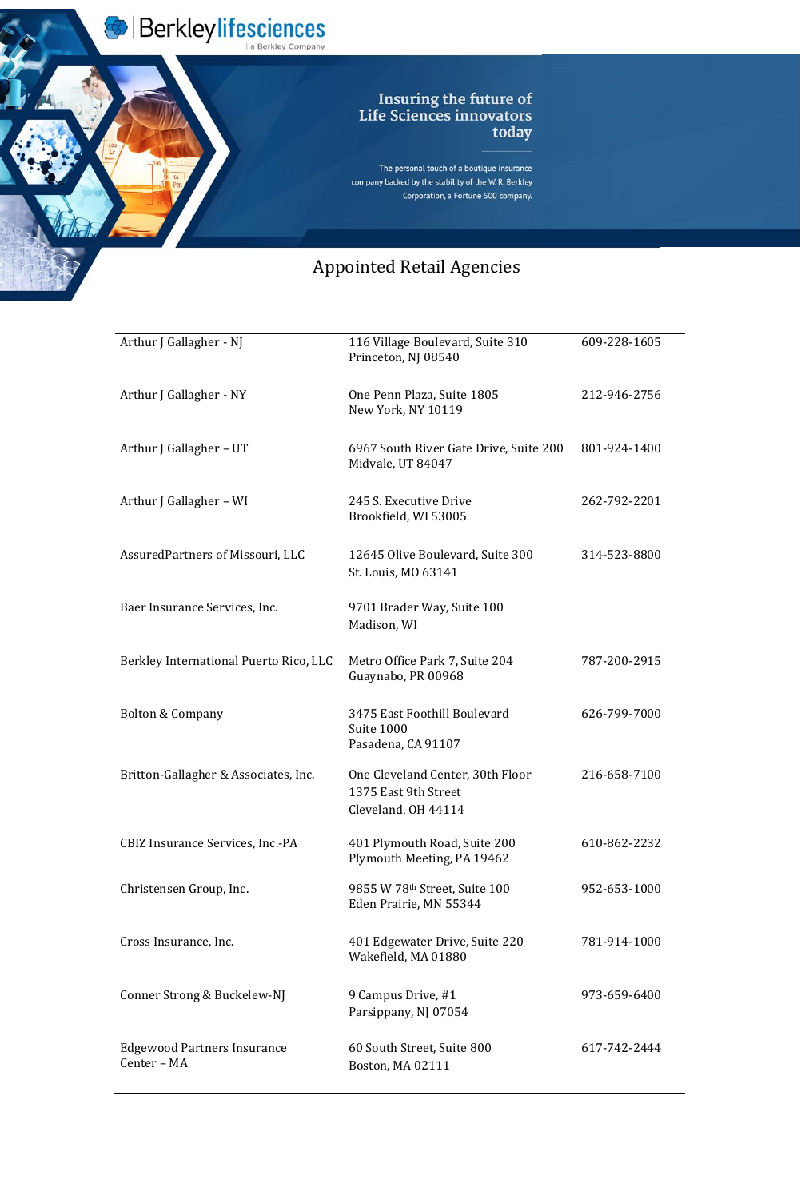Berkley lifesciences | a Berkley Company

Insuring the future of Life Sciences innovators today

The personal touch of a boutique insurance company backed by the stability of the W. R. Berkley Corporation, a Fortune 500 company.

# Appointed Retail Agencies

| Agency | Address | Phone |
| --- | --- | --- |
| Arthur J Gallagher - NJ | 116 Village Boulevard, Suite 310<br>Princeton, NJ 08540 | 609-228-1605 |
| Arthur J Gallagher - NY | One Penn Plaza, Suite 1805<br>New York, NY 10119 | 212-946-2756 |
| Arthur J Gallagher – UT | 6967 South River Gate Drive, Suite 200<br>Midvale, UT 84047 | 801-924-1400 |
| Arthur J Gallagher – WI | 245 S. Executive Drive<br>Brookfield, WI 53005 | 262-792-2201 |
| AssuredPartners of Missouri, LLC | 12645 Olive Boulevard, Suite 300<br>St. Louis, MO 63141 | 314-523-8800 |
| Baer Insurance Services, Inc. | 9701 Brader Way, Suite 100<br>Madison, WI | |
| Berkley International Puerto Rico, LLC | Metro Office Park 7, Suite 204<br>Guaynabo, PR 00968 | 787-200-2915 |
| Bolton & Company | 3475 East Foothill Boulevard<br>Suite 1000<br>Pasadena, CA 91107 | 626-799-7000 |
| Britton-Gallagher & Associates, Inc. | One Cleveland Center, 30th Floor<br>1375 East 9th Street<br>Cleveland, OH 44114 | 216-658-7100 |
| CBIZ Insurance Services, Inc.-PA | 401 Plymouth Road, Suite 200<br>Plymouth Meeting, PA 19462 | 610-862-2232 |
| Christensen Group, Inc. | 9855 W 78th Street, Suite 100<br>Eden Prairie, MN 55344 | 952-653-1000 |
| Cross Insurance, Inc. | 401 Edgewater Drive, Suite 220<br>Wakefield, MA 01880 | 781-914-1000 |
| Conner Strong & Buckelew-NJ | 9 Campus Drive, #1<br>Parsippany, NJ 07054 | 973-659-6400 |
| Edgewood Partners Insurance Center – MA | 60 South Street, Suite 800<br>Boston, MA 02111 | 617-742-2444 |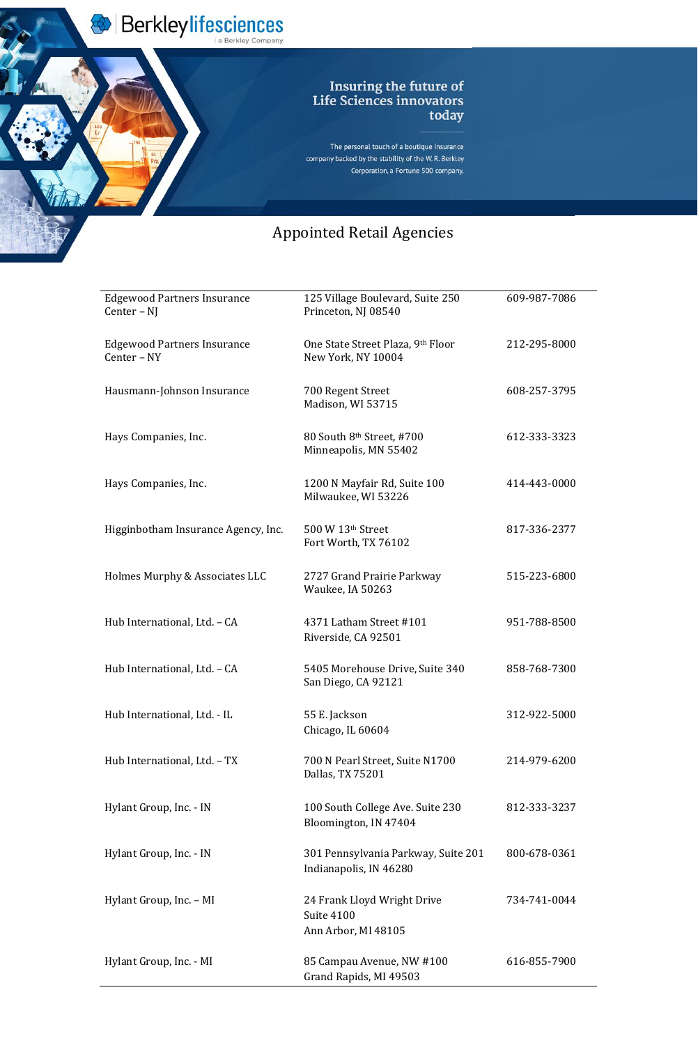Berkleylifesciences | a Berkley Company

Insuring the future of Life Sciences innovators today

The personal touch of a boutique insurance company backed by the stability of the W. R. Berkley Corporation, a Fortune 500 company.

# Appointed Retail Agencies

| Agency | Address | Phone |
|---|---|---|
| Edgewood Partners Insurance Center – NJ | 125 Village Boulevard, Suite 250<br>Princeton, NJ 08540 | 609-987-7086 |
| Edgewood Partners Insurance Center – NY | One State Street Plaza, 9th Floor<br>New York, NY 10004 | 212-295-8000 |
| Hausmann-Johnson Insurance | 700 Regent Street<br>Madison, WI 53715 | 608-257-3795 |
| Hays Companies, Inc. | 80 South 8th Street, #700<br>Minneapolis, MN 55402 | 612-333-3323 |
| Hays Companies, Inc. | 1200 N Mayfair Rd, Suite 100<br>Milwaukee, WI 53226 | 414-443-0000 |
| Higginbotham Insurance Agency, Inc. | 500 W 13th Street<br>Fort Worth, TX 76102 | 817-336-2377 |
| Holmes Murphy & Associates LLC | 2727 Grand Prairie Parkway<br>Waukee, IA 50263 | 515-223-6800 |
| Hub International, Ltd. – CA | 4371 Latham Street #101<br>Riverside, CA 92501 | 951-788-8500 |
| Hub International, Ltd. – CA | 5405 Morehouse Drive, Suite 340<br>San Diego, CA 92121 | 858-768-7300 |
| Hub International, Ltd. - IL | 55 E. Jackson<br>Chicago, IL 60604 | 312-922-5000 |
| Hub International, Ltd. – TX | 700 N Pearl Street, Suite N1700<br>Dallas, TX 75201 | 214-979-6200 |
| Hylant Group, Inc. - IN | 100 South College Ave. Suite 230<br>Bloomington, IN 47404 | 812-333-3237 |
| Hylant Group, Inc. - IN | 301 Pennsylvania Parkway, Suite 201<br>Indianapolis, IN 46280 | 800-678-0361 |
| Hylant Group, Inc. – MI | 24 Frank Lloyd Wright Drive<br>Suite 4100<br>Ann Arbor, MI 48105 | 734-741-0044 |
| Hylant Group, Inc. - MI | 85 Campau Avenue, NW #100<br>Grand Rapids, MI 49503 | 616-855-7900 |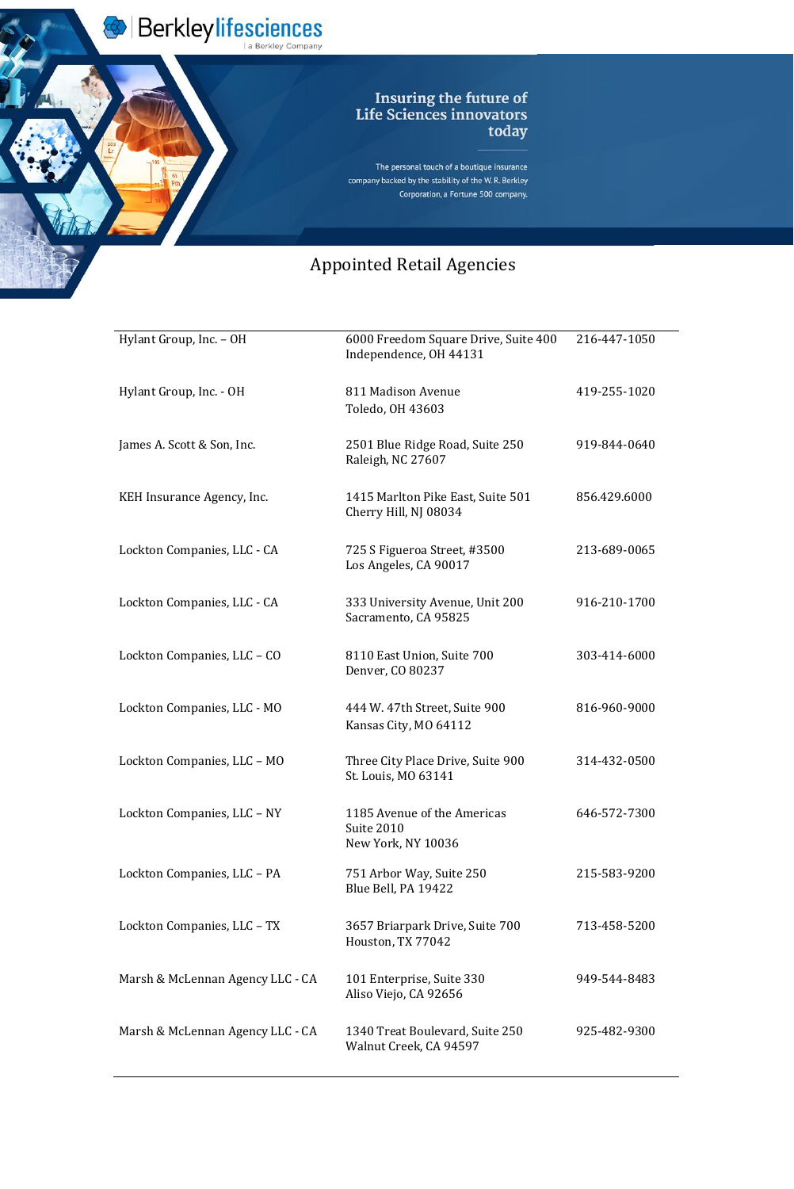Berkley lifesciences | a Berkley Company

Insuring the future of Life Sciences innovators today

The personal touch of a boutique insurance company backed by the stability of the W. R. Berkley Corporation, a Fortune 500 company.

# Appointed Retail Agencies

| Agency | Address | Phone |
|---|---|---|
| Hylant Group, Inc. – OH | 6000 Freedom Square Drive, Suite 400<br>Independence, OH 44131 | 216-447-1050 |
| Hylant Group, Inc. - OH | 811 Madison Avenue<br>Toledo, OH 43603 | 419-255-1020 |
| James A. Scott & Son, Inc. | 2501 Blue Ridge Road, Suite 250<br>Raleigh, NC 27607 | 919-844-0640 |
| KEH Insurance Agency, Inc. | 1415 Marlton Pike East, Suite 501<br>Cherry Hill, NJ 08034 | 856.429.6000 |
| Lockton Companies, LLC - CA | 725 S Figueroa Street, #3500<br>Los Angeles, CA 90017 | 213-689-0065 |
| Lockton Companies, LLC - CA | 333 University Avenue, Unit 200<br>Sacramento, CA 95825 | 916-210-1700 |
| Lockton Companies, LLC – CO | 8110 East Union, Suite 700<br>Denver, CO 80237 | 303-414-6000 |
| Lockton Companies, LLC - MO | 444 W. 47th Street, Suite 900<br>Kansas City, MO 64112 | 816-960-9000 |
| Lockton Companies, LLC – MO | Three City Place Drive, Suite 900<br>St. Louis, MO 63141 | 314-432-0500 |
| Lockton Companies, LLC – NY | 1185 Avenue of the Americas<br>Suite 2010<br>New York, NY 10036 | 646-572-7300 |
| Lockton Companies, LLC – PA | 751 Arbor Way, Suite 250<br>Blue Bell, PA 19422 | 215-583-9200 |
| Lockton Companies, LLC – TX | 3657 Briarpark Drive, Suite 700<br>Houston, TX 77042 | 713-458-5200 |
| Marsh & McLennan Agency LLC - CA | 101 Enterprise, Suite 330<br>Aliso Viejo, CA 92656 | 949-544-8483 |
| Marsh & McLennan Agency LLC - CA | 1340 Treat Boulevard, Suite 250<br>Walnut Creek, CA 94597 | 925-482-9300 |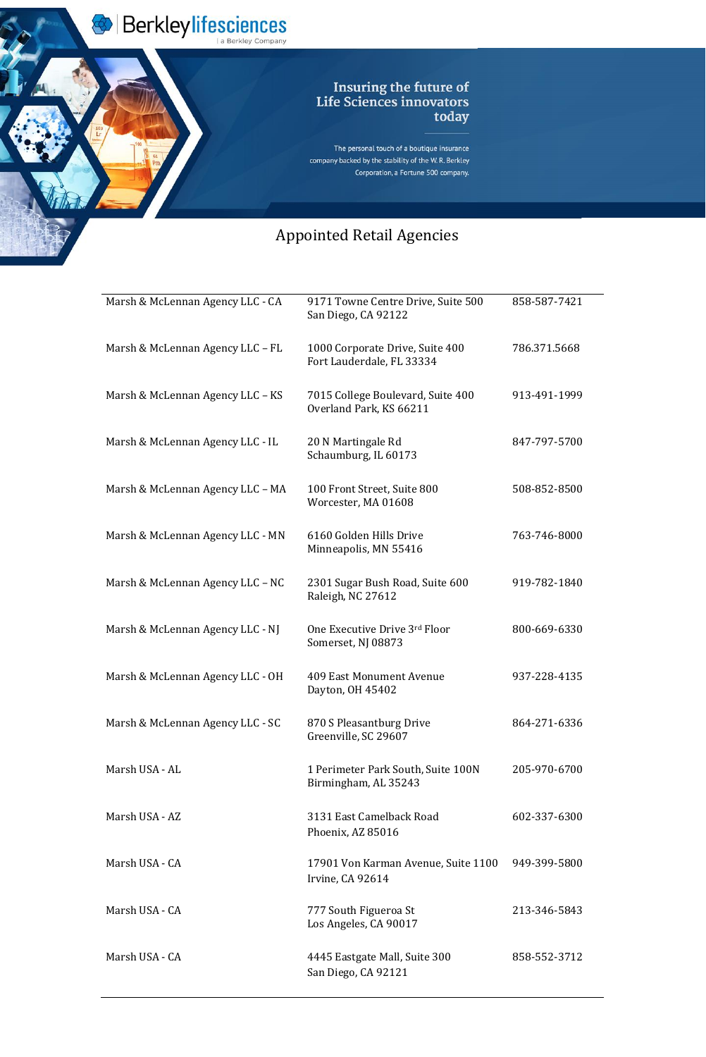Berkley lifesciences | a Berkley Company

Insuring the future of Life Sciences innovators today

The personal touch of a boutique insurance company backed by the stability of the W. R. Berkley Corporation, a Fortune 500 company.

## Appointed Retail Agencies

| Agency | Address | Phone |
|---|---|---|
| Marsh & McLennan Agency LLC - CA | 9171 Towne Centre Drive, Suite 500<br>San Diego, CA 92122 | 858-587-7421 |
| Marsh & McLennan Agency LLC – FL | 1000 Corporate Drive, Suite 400<br>Fort Lauderdale, FL 33334 | 786.371.5668 |
| Marsh & McLennan Agency LLC – KS | 7015 College Boulevard, Suite 400<br>Overland Park, KS 66211 | 913-491-1999 |
| Marsh & McLennan Agency LLC - IL | 20 N Martingale Rd<br>Schaumburg, IL 60173 | 847-797-5700 |
| Marsh & McLennan Agency LLC – MA | 100 Front Street, Suite 800<br>Worcester, MA 01608 | 508-852-8500 |
| Marsh & McLennan Agency LLC - MN | 6160 Golden Hills Drive<br>Minneapolis, MN 55416 | 763-746-8000 |
| Marsh & McLennan Agency LLC – NC | 2301 Sugar Bush Road, Suite 600<br>Raleigh, NC 27612 | 919-782-1840 |
| Marsh & McLennan Agency LLC - NJ | One Executive Drive 3rd Floor<br>Somerset, NJ 08873 | 800-669-6330 |
| Marsh & McLennan Agency LLC - OH | 409 East Monument Avenue<br>Dayton, OH 45402 | 937-228-4135 |
| Marsh & McLennan Agency LLC - SC | 870 S Pleasantburg Drive<br>Greenville, SC 29607 | 864-271-6336 |
| Marsh USA - AL | 1 Perimeter Park South, Suite 100N<br>Birmingham, AL 35243 | 205-970-6700 |
| Marsh USA - AZ | 3131 East Camelback Road<br>Phoenix, AZ 85016 | 602-337-6300 |
| Marsh USA - CA | 17901 Von Karman Avenue, Suite 1100<br>Irvine, CA 92614 | 949-399-5800 |
| Marsh USA - CA | 777 South Figueroa St<br>Los Angeles, CA 90017 | 213-346-5843 |
| Marsh USA - CA | 4445 Eastgate Mall, Suite 300<br>San Diego, CA 92121 | 858-552-3712 |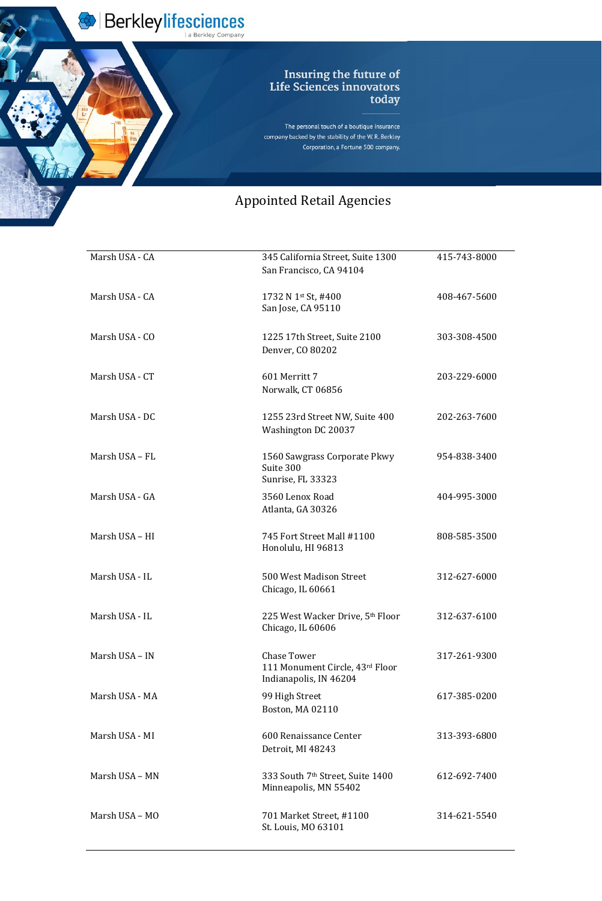Berkley lifesciences | a Berkley Company

**Insuring the future of Life Sciences innovators today**

The personal touch of a boutique insurance company backed by the stability of the W. R. Berkley Corporation, a Fortune 500 company.

# Appointed Retail Agencies

| | | |
|---|---|---|
| Marsh USA - CA | 345 California Street, Suite 1300<br>San Francisco, CA 94104 | 415-743-8000 |
| Marsh USA - CA | 1732 N 1st St, #400<br>San Jose, CA 95110 | 408-467-5600 |
| Marsh USA - CO | 1225 17th Street, Suite 2100<br>Denver, CO 80202 | 303-308-4500 |
| Marsh USA - CT | 601 Merritt 7<br>Norwalk, CT 06856 | 203-229-6000 |
| Marsh USA - DC | 1255 23rd Street NW, Suite 400<br>Washington DC 20037 | 202-263-7600 |
| Marsh USA – FL | 1560 Sawgrass Corporate Pkwy<br>Suite 300<br>Sunrise, FL 33323 | 954-838-3400 |
| Marsh USA - GA | 3560 Lenox Road<br>Atlanta, GA 30326 | 404-995-3000 |
| Marsh USA – HI | 745 Fort Street Mall #1100<br>Honolulu, HI 96813 | 808-585-3500 |
| Marsh USA - IL | 500 West Madison Street<br>Chicago, IL 60661 | 312-627-6000 |
| Marsh USA - IL | 225 West Wacker Drive, 5th Floor<br>Chicago, IL 60606 | 312-637-6100 |
| Marsh USA – IN | Chase Tower<br>111 Monument Circle, 43rd Floor<br>Indianapolis, IN 46204 | 317-261-9300 |
| Marsh USA - MA | 99 High Street<br>Boston, MA 02110 | 617-385-0200 |
| Marsh USA - MI | 600 Renaissance Center<br>Detroit, MI 48243 | 313-393-6800 |
| Marsh USA – MN | 333 South 7th Street, Suite 1400<br>Minneapolis, MN 55402 | 612-692-7400 |
| Marsh USA – MO | 701 Market Street, #1100<br>St. Louis, MO 63101 | 314-621-5540 |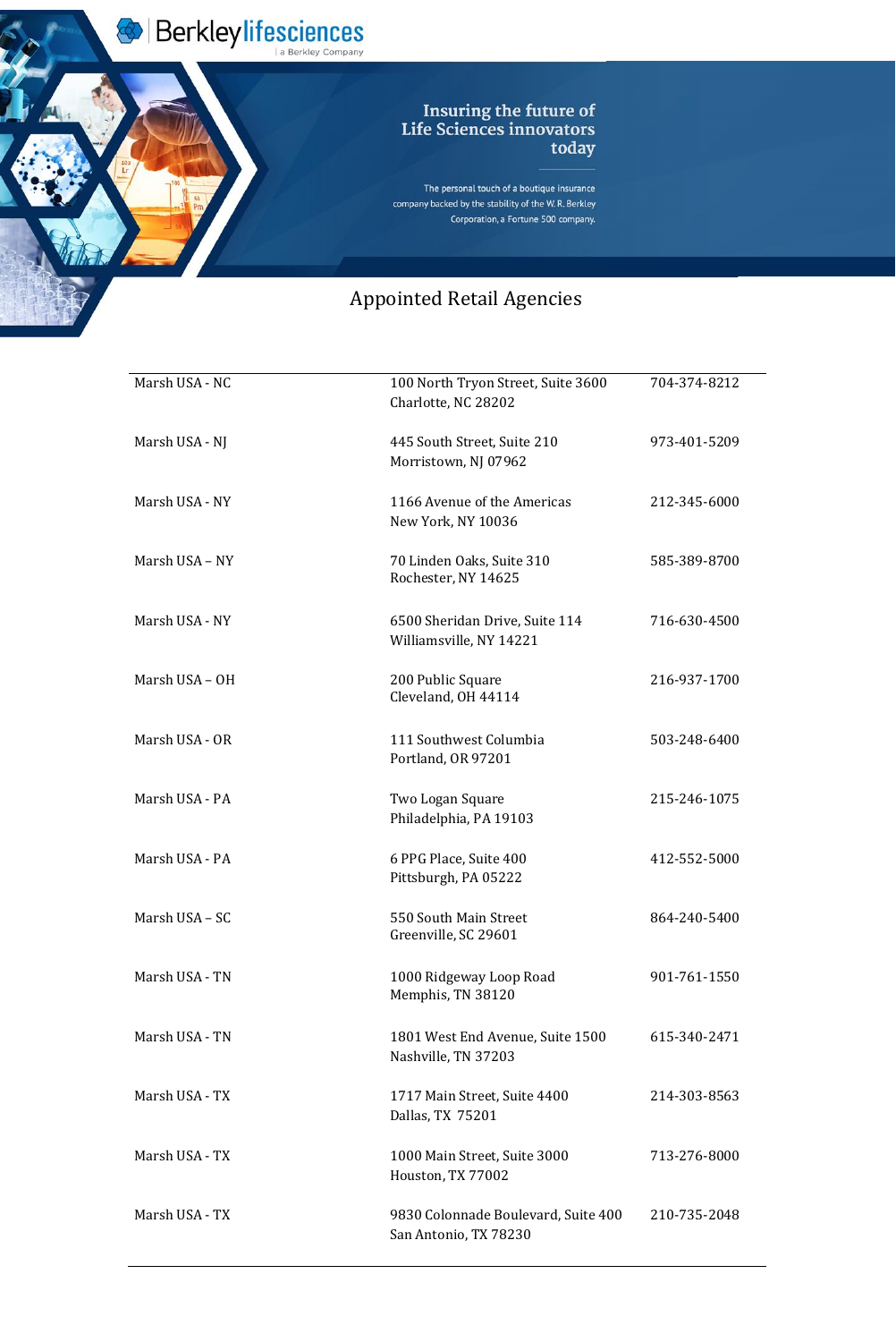Berkley lifesciences | a Berkley Company

Insuring the future of Life Sciences innovators today

The personal touch of a boutique insurance company backed by the stability of the W. R. Berkley Corporation, a Fortune 500 company.

# Appointed Retail Agencies

| | | |
|---|---|---|
| Marsh USA - NC | 100 North Tryon Street, Suite 3600<br>Charlotte, NC 28202 | 704-374-8212 |
| Marsh USA - NJ | 445 South Street, Suite 210<br>Morristown, NJ 07962 | 973-401-5209 |
| Marsh USA - NY | 1166 Avenue of the Americas<br>New York, NY 10036 | 212-345-6000 |
| Marsh USA – NY | 70 Linden Oaks, Suite 310<br>Rochester, NY 14625 | 585-389-8700 |
| Marsh USA - NY | 6500 Sheridan Drive, Suite 114<br>Williamsville, NY 14221 | 716-630-4500 |
| Marsh USA – OH | 200 Public Square<br>Cleveland, OH 44114 | 216-937-1700 |
| Marsh USA - OR | 111 Southwest Columbia<br>Portland, OR 97201 | 503-248-6400 |
| Marsh USA - PA | Two Logan Square<br>Philadelphia, PA 19103 | 215-246-1075 |
| Marsh USA - PA | 6 PPG Place, Suite 400<br>Pittsburgh, PA 05222 | 412-552-5000 |
| Marsh USA – SC | 550 South Main Street<br>Greenville, SC 29601 | 864-240-5400 |
| Marsh USA - TN | 1000 Ridgeway Loop Road<br>Memphis, TN 38120 | 901-761-1550 |
| Marsh USA - TN | 1801 West End Avenue, Suite 1500<br>Nashville, TN 37203 | 615-340-2471 |
| Marsh USA - TX | 1717 Main Street, Suite 4400<br>Dallas, TX 75201 | 214-303-8563 |
| Marsh USA - TX | 1000 Main Street, Suite 3000<br>Houston, TX 77002 | 713-276-8000 |
| Marsh USA - TX | 9830 Colonnade Boulevard, Suite 400<br>San Antonio, TX 78230 | 210-735-2048 |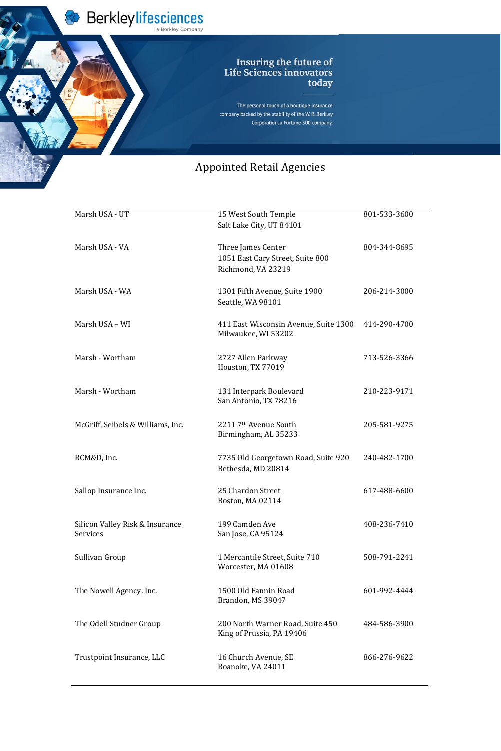Berkley lifesciences | a Berkley Company

Insuring the future of Life Sciences innovators today

The personal touch of a boutique insurance company backed by the stability of the W. R. Berkley Corporation, a Fortune 500 company.

## Appointed Retail Agencies

| Agency | Address | Phone |
|---|---|---|
| Marsh USA - UT | 15 West South Temple<br>Salt Lake City, UT 84101 | 801-533-3600 |
| Marsh USA - VA | Three James Center<br>1051 East Cary Street, Suite 800<br>Richmond, VA 23219 | 804-344-8695 |
| Marsh USA - WA | 1301 Fifth Avenue, Suite 1900<br>Seattle, WA 98101 | 206-214-3000 |
| Marsh USA – WI | 411 East Wisconsin Avenue, Suite 1300<br>Milwaukee, WI 53202 | 414-290-4700 |
| Marsh - Wortham | 2727 Allen Parkway<br>Houston, TX 77019 | 713-526-3366 |
| Marsh - Wortham | 131 Interpark Boulevard<br>San Antonio, TX 78216 | 210-223-9171 |
| McGriff, Seibels & Williams, Inc. | 2211 7th Avenue South<br>Birmingham, AL 35233 | 205-581-9275 |
| RCM&D, Inc. | 7735 Old Georgetown Road, Suite 920<br>Bethesda, MD 20814 | 240-482-1700 |
| Sallop Insurance Inc. | 25 Chardon Street<br>Boston, MA 02114 | 617-488-6600 |
| Silicon Valley Risk & Insurance Services | 199 Camden Ave<br>San Jose, CA 95124 | 408-236-7410 |
| Sullivan Group | 1 Mercantile Street, Suite 710<br>Worcester, MA 01608 | 508-791-2241 |
| The Nowell Agency, Inc. | 1500 Old Fannin Road<br>Brandon, MS 39047 | 601-992-4444 |
| The Odell Studner Group | 200 North Warner Road, Suite 450<br>King of Prussia, PA 19406 | 484-586-3900 |
| Trustpoint Insurance, LLC | 16 Church Avenue, SE<br>Roanoke, VA 24011 | 866-276-9622 |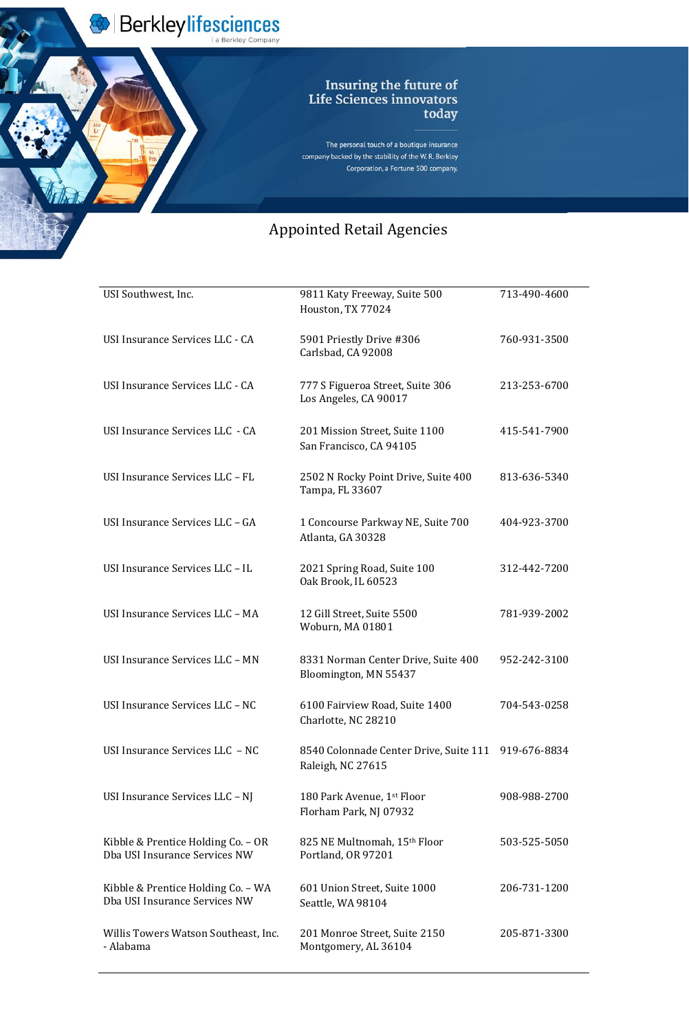Berkley lifesciences
a Berkley Company

Insuring the future of Life Sciences innovators today

The personal touch of a boutique insurance company backed by the stability of the W. R. Berkley Corporation, a Fortune 500 company.

# Appointed Retail Agencies

| Agency | Address | Phone |
|---|---|---|
| USI Southwest, Inc. | 9811 Katy Freeway, Suite 500<br>Houston, TX 77024 | 713-490-4600 |
| USI Insurance Services LLC - CA | 5901 Priestly Drive #306<br>Carlsbad, CA 92008 | 760-931-3500 |
| USI Insurance Services LLC - CA | 777 S Figueroa Street, Suite 306<br>Los Angeles, CA 90017 | 213-253-6700 |
| USI Insurance Services LLC - CA | 201 Mission Street, Suite 1100<br>San Francisco, CA 94105 | 415-541-7900 |
| USI Insurance Services LLC – FL | 2502 N Rocky Point Drive, Suite 400<br>Tampa, FL 33607 | 813-636-5340 |
| USI Insurance Services LLC – GA | 1 Concourse Parkway NE, Suite 700<br>Atlanta, GA 30328 | 404-923-3700 |
| USI Insurance Services LLC – IL | 2021 Spring Road, Suite 100<br>Oak Brook, IL 60523 | 312-442-7200 |
| USI Insurance Services LLC – MA | 12 Gill Street, Suite 5500<br>Woburn, MA 01801 | 781-939-2002 |
| USI Insurance Services LLC – MN | 8331 Norman Center Drive, Suite 400<br>Bloomington, MN 55437 | 952-242-3100 |
| USI Insurance Services LLC – NC | 6100 Fairview Road, Suite 1400<br>Charlotte, NC 28210 | 704-543-0258 |
| USI Insurance Services LLC – NC | 8540 Colonnade Center Drive, Suite 111<br>Raleigh, NC 27615 | 919-676-8834 |
| USI Insurance Services LLC – NJ | 180 Park Avenue, 1st Floor<br>Florham Park, NJ 07932 | 908-988-2700 |
| Kibble & Prentice Holding Co. – OR<br>Dba USI Insurance Services NW | 825 NE Multnomah, 15th Floor<br>Portland, OR 97201 | 503-525-5050 |
| Kibble & Prentice Holding Co. – WA<br>Dba USI Insurance Services NW | 601 Union Street, Suite 1000<br>Seattle, WA 98104 | 206-731-1200 |
| Willis Towers Watson Southeast, Inc. - Alabama | 201 Monroe Street, Suite 2150<br>Montgomery, AL 36104 | 205-871-3300 |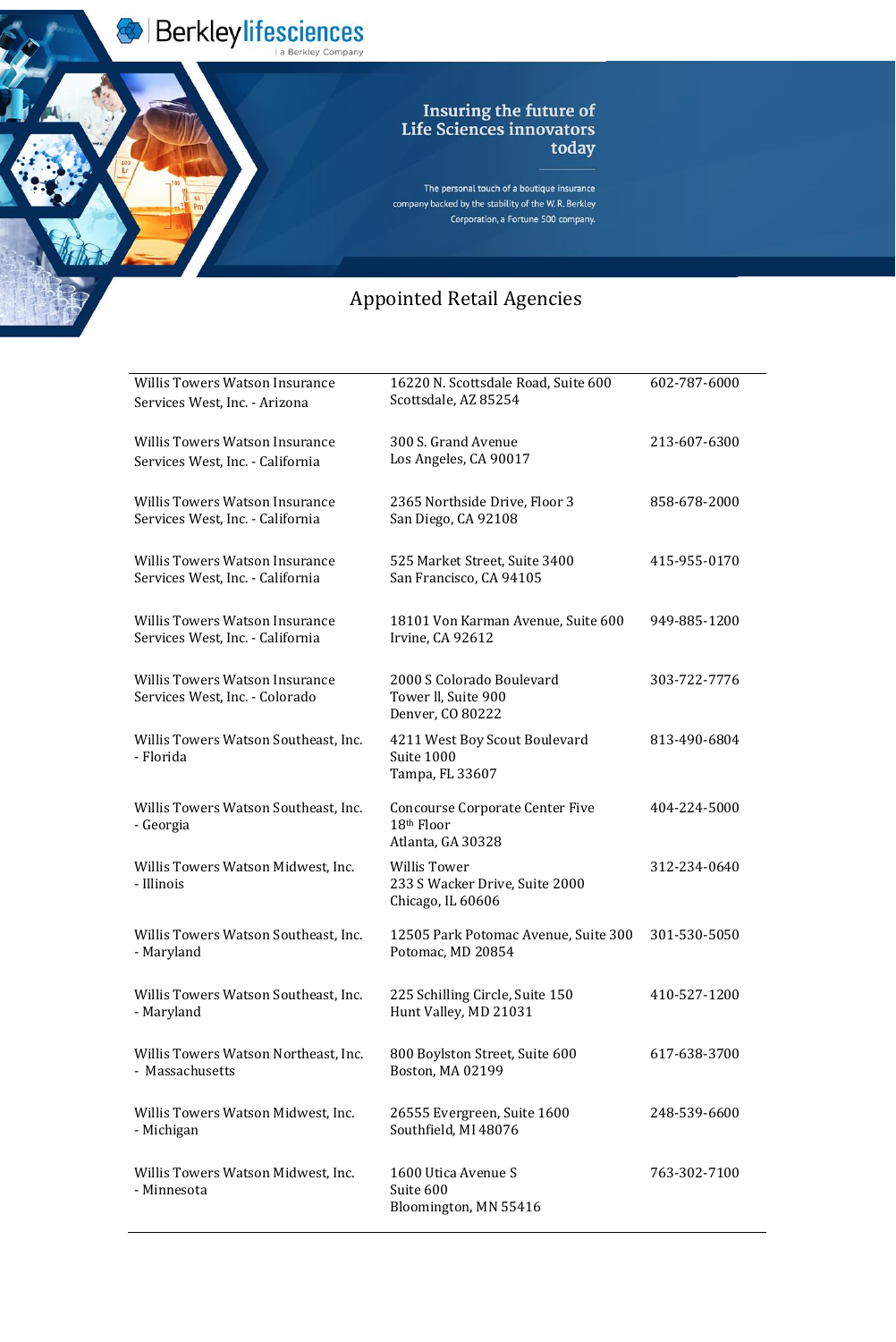Berkley lifesciences | a Berkley Company

Insuring the future of Life Sciences innovators today

The personal touch of a boutique insurance company backed by the stability of the W. R. Berkley Corporation, a Fortune 500 company.

# Appointed Retail Agencies

| | | |
|---|---|---|
| Willis Towers Watson Insurance Services West, Inc. - Arizona | 16220 N. Scottsdale Road, Suite 600<br>Scottsdale, AZ 85254 | 602-787-6000 |
| Willis Towers Watson Insurance Services West, Inc. - California | 300 S. Grand Avenue<br>Los Angeles, CA 90017 | 213-607-6300 |
| Willis Towers Watson Insurance Services West, Inc. - California | 2365 Northside Drive, Floor 3<br>San Diego, CA 92108 | 858-678-2000 |
| Willis Towers Watson Insurance Services West, Inc. - California | 525 Market Street, Suite 3400<br>San Francisco, CA 94105 | 415-955-0170 |
| Willis Towers Watson Insurance Services West, Inc. - California | 18101 Von Karman Avenue, Suite 600<br>Irvine, CA 92612 | 949-885-1200 |
| Willis Towers Watson Insurance Services West, Inc. - Colorado | 2000 S Colorado Boulevard<br>Tower ll, Suite 900<br>Denver, CO 80222 | 303-722-7776 |
| Willis Towers Watson Southeast, Inc. - Florida | 4211 West Boy Scout Boulevard<br>Suite 1000<br>Tampa, FL 33607 | 813-490-6804 |
| Willis Towers Watson Southeast, Inc. - Georgia | Concourse Corporate Center Five<br>18th Floor<br>Atlanta, GA 30328 | 404-224-5000 |
| Willis Towers Watson Midwest, Inc. - Illinois | Willis Tower<br>233 S Wacker Drive, Suite 2000<br>Chicago, IL 60606 | 312-234-0640 |
| Willis Towers Watson Southeast, Inc. - Maryland | 12505 Park Potomac Avenue, Suite 300<br>Potomac, MD 20854 | 301-530-5050 |
| Willis Towers Watson Southeast, Inc. - Maryland | 225 Schilling Circle, Suite 150<br>Hunt Valley, MD 21031 | 410-527-1200 |
| Willis Towers Watson Northeast, Inc. - Massachusetts | 800 Boylston Street, Suite 600<br>Boston, MA 02199 | 617-638-3700 |
| Willis Towers Watson Midwest, Inc. - Michigan | 26555 Evergreen, Suite 1600<br>Southfield, MI 48076 | 248-539-6600 |
| Willis Towers Watson Midwest, Inc. - Minnesota | 1600 Utica Avenue S<br>Suite 600<br>Bloomington, MN 55416 | 763-302-7100 |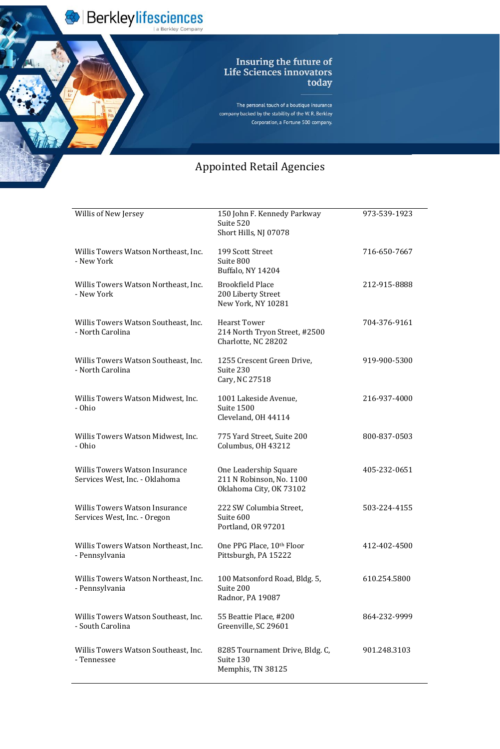Berkley lifesciences | a Berkley Company

Insuring the future of Life Sciences innovators today

The personal touch of a boutique insurance company backed by the stability of the W. R. Berkley Corporation, a Fortune 500 company.

# Appointed Retail Agencies

| | | |
|---|---|---|
| Willis of New Jersey | 150 John F. Kennedy Parkway<br>Suite 520<br>Short Hills, NJ 07078 | 973-539-1923 |
| Willis Towers Watson Northeast, Inc. - New York | 199 Scott Street<br>Suite 800<br>Buffalo, NY 14204 | 716-650-7667 |
| Willis Towers Watson Northeast, Inc. - New York | Brookfield Place<br>200 Liberty Street<br>New York, NY 10281 | 212-915-8888 |
| Willis Towers Watson Southeast, Inc. - North Carolina | Hearst Tower<br>214 North Tryon Street, #2500<br>Charlotte, NC 28202 | 704-376-9161 |
| Willis Towers Watson Southeast, Inc. - North Carolina | 1255 Crescent Green Drive,<br>Suite 230<br>Cary, NC 27518 | 919-900-5300 |
| Willis Towers Watson Midwest, Inc. - Ohio | 1001 Lakeside Avenue,<br>Suite 1500<br>Cleveland, OH 44114 | 216-937-4000 |
| Willis Towers Watson Midwest, Inc. - Ohio | 775 Yard Street, Suite 200<br>Columbus, OH 43212 | 800-837-0503 |
| Willis Towers Watson Insurance Services West, Inc. - Oklahoma | One Leadership Square<br>211 N Robinson, No. 1100<br>Oklahoma City, OK 73102 | 405-232-0651 |
| Willis Towers Watson Insurance Services West, Inc. - Oregon | 222 SW Columbia Street,<br>Suite 600<br>Portland, OR 97201 | 503-224-4155 |
| Willis Towers Watson Northeast, Inc. - Pennsylvania | One PPG Place, 10th Floor<br>Pittsburgh, PA 15222 | 412-402-4500 |
| Willis Towers Watson Northeast, Inc. - Pennsylvania | 100 Matsonford Road, Bldg. 5,<br>Suite 200<br>Radnor, PA 19087 | 610.254.5800 |
| Willis Towers Watson Southeast, Inc. - South Carolina | 55 Beattie Place, #200<br>Greenville, SC 29601 | 864-232-9999 |
| Willis Towers Watson Southeast, Inc. - Tennessee | 8285 Tournament Drive, Bldg. C,<br>Suite 130<br>Memphis, TN 38125 | 901.248.3103 |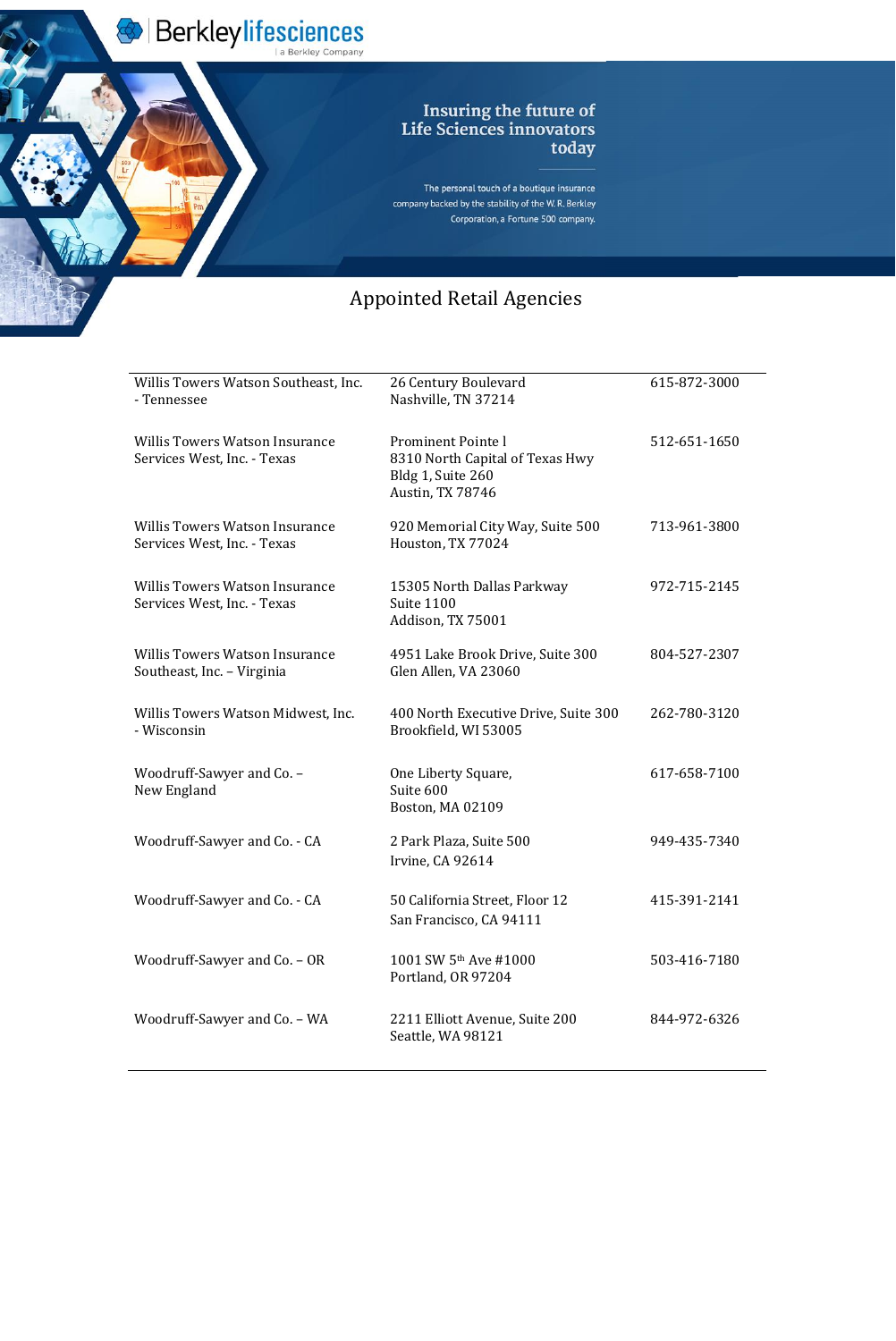Berkley lifesciences | a Berkley Company

Insuring the future of Life Sciences innovators today

The personal touch of a boutique insurance company backed by the stability of the W. R. Berkley Corporation, a Fortune 500 company.

# Appointed Retail Agencies

| | | |
|---|---|---|
| Willis Towers Watson Southeast, Inc. - Tennessee | 26 Century Boulevard<br>Nashville, TN 37214 | 615-872-3000 |
| Willis Towers Watson Insurance Services West, Inc. - Texas | Prominent Pointe l<br>8310 North Capital of Texas Hwy<br>Bldg 1, Suite 260<br>Austin, TX 78746 | 512-651-1650 |
| Willis Towers Watson Insurance Services West, Inc. - Texas | 920 Memorial City Way, Suite 500<br>Houston, TX 77024 | 713-961-3800 |
| Willis Towers Watson Insurance Services West, Inc. - Texas | 15305 North Dallas Parkway<br>Suite 1100<br>Addison, TX 75001 | 972-715-2145 |
| Willis Towers Watson Insurance Southeast, Inc. – Virginia | 4951 Lake Brook Drive, Suite 300<br>Glen Allen, VA 23060 | 804-527-2307 |
| Willis Towers Watson Midwest, Inc. - Wisconsin | 400 North Executive Drive, Suite 300<br>Brookfield, WI 53005 | 262-780-3120 |
| Woodruff-Sawyer and Co. – New England | One Liberty Square,<br>Suite 600<br>Boston, MA 02109 | 617-658-7100 |
| Woodruff-Sawyer and Co. - CA | 2 Park Plaza, Suite 500<br>Irvine, CA 92614 | 949-435-7340 |
| Woodruff-Sawyer and Co. - CA | 50 California Street, Floor 12<br>San Francisco, CA 94111 | 415-391-2141 |
| Woodruff-Sawyer and Co. – OR | 1001 SW 5th Ave #1000<br>Portland, OR 97204 | 503-416-7180 |
| Woodruff-Sawyer and Co. – WA | 2211 Elliott Avenue, Suite 200<br>Seattle, WA 98121 | 844-972-6326 |